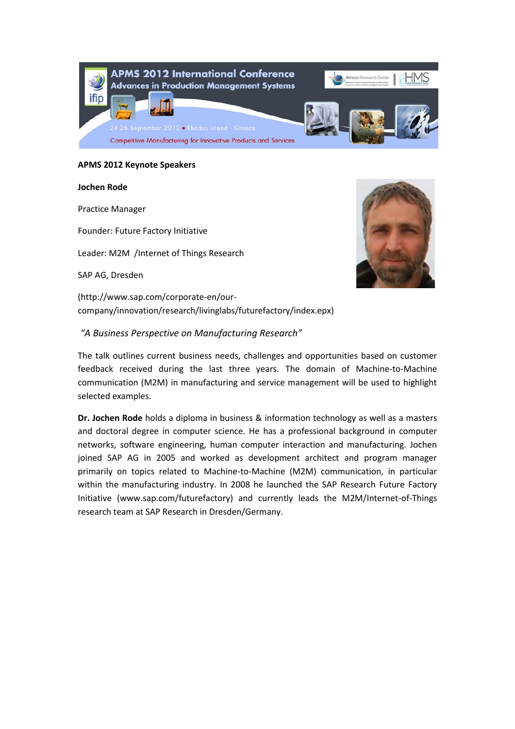APMS 2012 International Conference
Advances in Production Management Systems

24-26 September 2012 ■ Rhodes island - Greece

Competitive Manufacturing for Innovative Products and Services

**APMS 2012 Keynote Speakers**

**Jochen Rode**

Practice Manager

Founder: Future Factory Initiative

Leader: M2M /Internet of Things Research

SAP AG, Dresden

(http://www.sap.com/corporate-en/our-company/innovation/research/livinglabs/futurefactory/index.epx)

*"A Business Perspective on Manufacturing Research"*

The talk outlines current business needs, challenges and opportunities based on customer feedback received during the last three years. The domain of Machine-to-Machine communication (M2M) in manufacturing and service management will be used to highlight selected examples.

**Dr. Jochen Rode** holds a diploma in business & information technology as well as a masters and doctoral degree in computer science. He has a professional background in computer networks, software engineering, human computer interaction and manufacturing. Jochen joined SAP AG in 2005 and worked as development architect and program manager primarily on topics related to Machine-to-Machine (M2M) communication, in particular within the manufacturing industry. In 2008 he launched the SAP Research Future Factory Initiative (www.sap.com/futurefactory) and currently leads the M2M/Internet-of-Things research team at SAP Research in Dresden/Germany.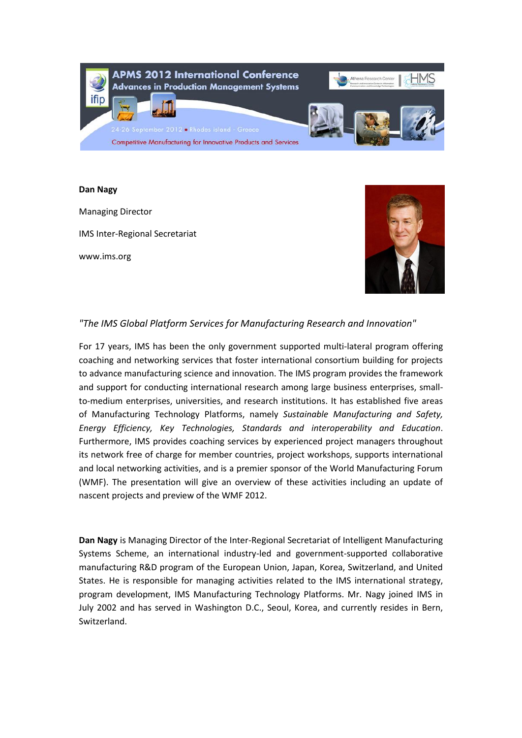**Dan Nagy**

Managing Director

IMS Inter-Regional Secretariat

www.ims.org

*"The IMS Global Platform Services for Manufacturing Research and Innovation"*

For 17 years, IMS has been the only government supported multi-lateral program offering coaching and networking services that foster international consortium building for projects to advance manufacturing science and innovation. The IMS program provides the framework and support for conducting international research among large business enterprises, small-to-medium enterprises, universities, and research institutions. It has established five areas of Manufacturing Technology Platforms, namely *Sustainable Manufacturing and Safety, Energy Efficiency, Key Technologies, Standards and interoperability and Education*. Furthermore, IMS provides coaching services by experienced project managers throughout its network free of charge for member countries, project workshops, supports international and local networking activities, and is a premier sponsor of the World Manufacturing Forum (WMF). The presentation will give an overview of these activities including an update of nascent projects and preview of the WMF 2012.

**Dan Nagy** is Managing Director of the Inter-Regional Secretariat of Intelligent Manufacturing Systems Scheme, an international industry-led and government-supported collaborative manufacturing R&D program of the European Union, Japan, Korea, Switzerland, and United States. He is responsible for managing activities related to the IMS international strategy, program development, IMS Manufacturing Technology Platforms. Mr. Nagy joined IMS in July 2002 and has served in Washington D.C., Seoul, Korea, and currently resides in Bern, Switzerland.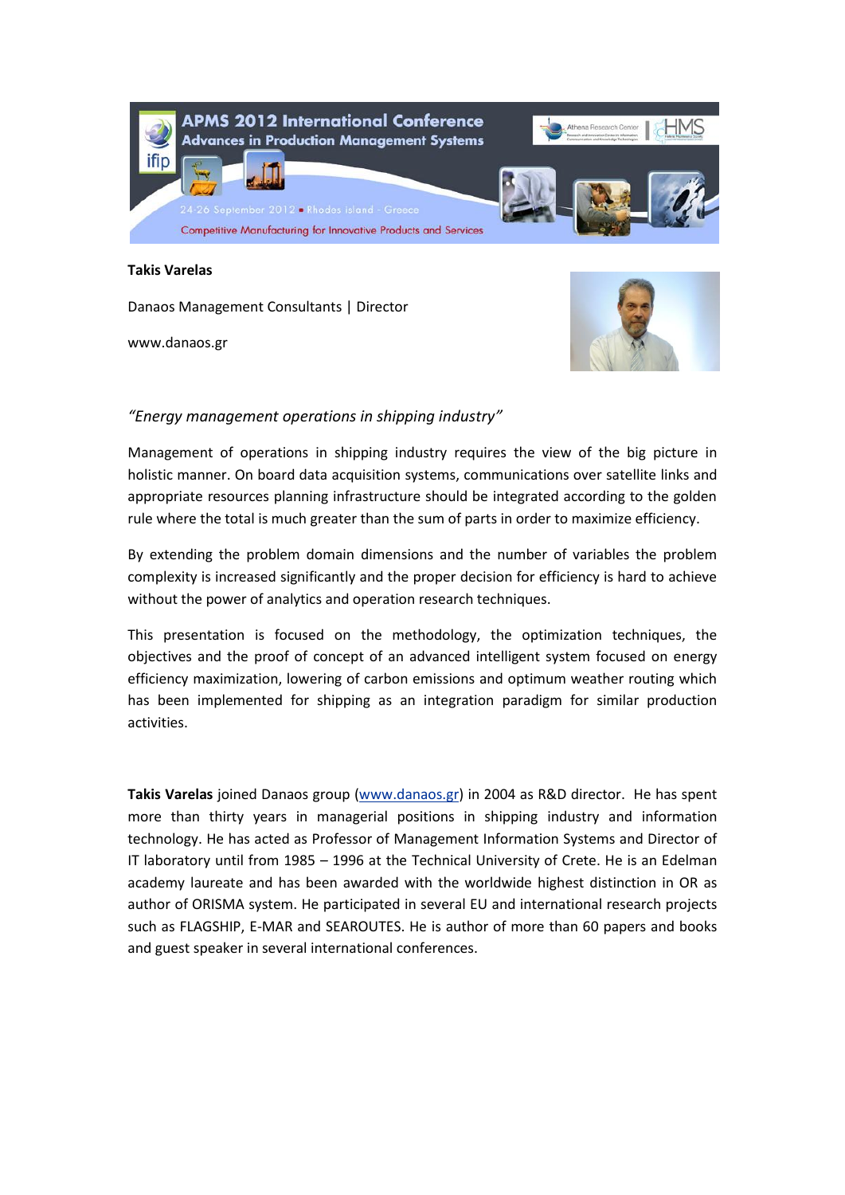**Takis Varelas**

Danaos Management Consultants | Director

www.danaos.gr

*"Energy management operations in shipping industry"*

Management of operations in shipping industry requires the view of the big picture in holistic manner. On board data acquisition systems, communications over satellite links and appropriate resources planning infrastructure should be integrated according to the golden rule where the total is much greater than the sum of parts in order to maximize efficiency.

By extending the problem domain dimensions and the number of variables the problem complexity is increased significantly and the proper decision for efficiency is hard to achieve without the power of analytics and operation research techniques.

This presentation is focused on the methodology, the optimization techniques, the objectives and the proof of concept of an advanced intelligent system focused on energy efficiency maximization, lowering of carbon emissions and optimum weather routing which has been implemented for shipping as an integration paradigm for similar production activities.

**Takis Varelas** joined Danaos group (www.danaos.gr) in 2004 as R&D director. He has spent more than thirty years in managerial positions in shipping industry and information technology. He has acted as Professor of Management Information Systems and Director of IT laboratory until from 1985 – 1996 at the Technical University of Crete. He is an Edelman academy laureate and has been awarded with the worldwide highest distinction in OR as author of ORISMA system. He participated in several EU and international research projects such as FLAGSHIP, E-MAR and SEAROUTES. He is author of more than 60 papers and books and guest speaker in several international conferences.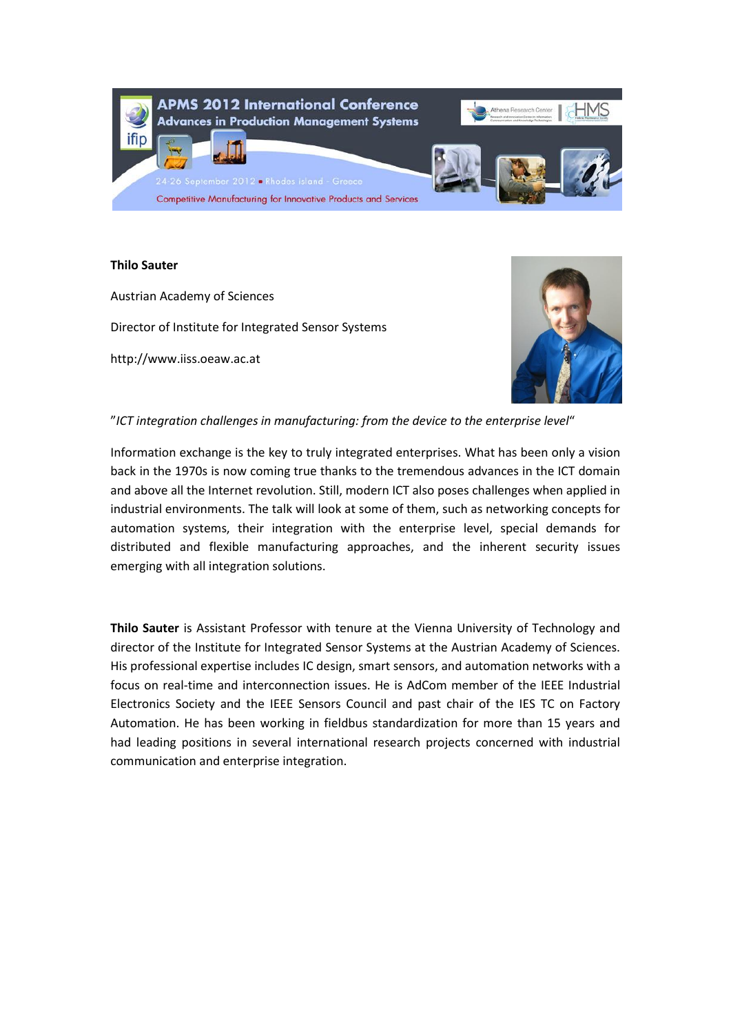**Thilo Sauter**

Austrian Academy of Sciences

Director of Institute for Integrated Sensor Systems

http://www.iiss.oeaw.ac.at

"*ICT integration challenges in manufacturing: from the device to the enterprise level*"

Information exchange is the key to truly integrated enterprises. What has been only a vision back in the 1970s is now coming true thanks to the tremendous advances in the ICT domain and above all the Internet revolution. Still, modern ICT also poses challenges when applied in industrial environments. The talk will look at some of them, such as networking concepts for automation systems, their integration with the enterprise level, special demands for distributed and flexible manufacturing approaches, and the inherent security issues emerging with all integration solutions.

**Thilo Sauter** is Assistant Professor with tenure at the Vienna University of Technology and director of the Institute for Integrated Sensor Systems at the Austrian Academy of Sciences. His professional expertise includes IC design, smart sensors, and automation networks with a focus on real-time and interconnection issues. He is AdCom member of the IEEE Industrial Electronics Society and the IEEE Sensors Council and past chair of the IES TC on Factory Automation. He has been working in fieldbus standardization for more than 15 years and had leading positions in several international research projects concerned with industrial communication and enterprise integration.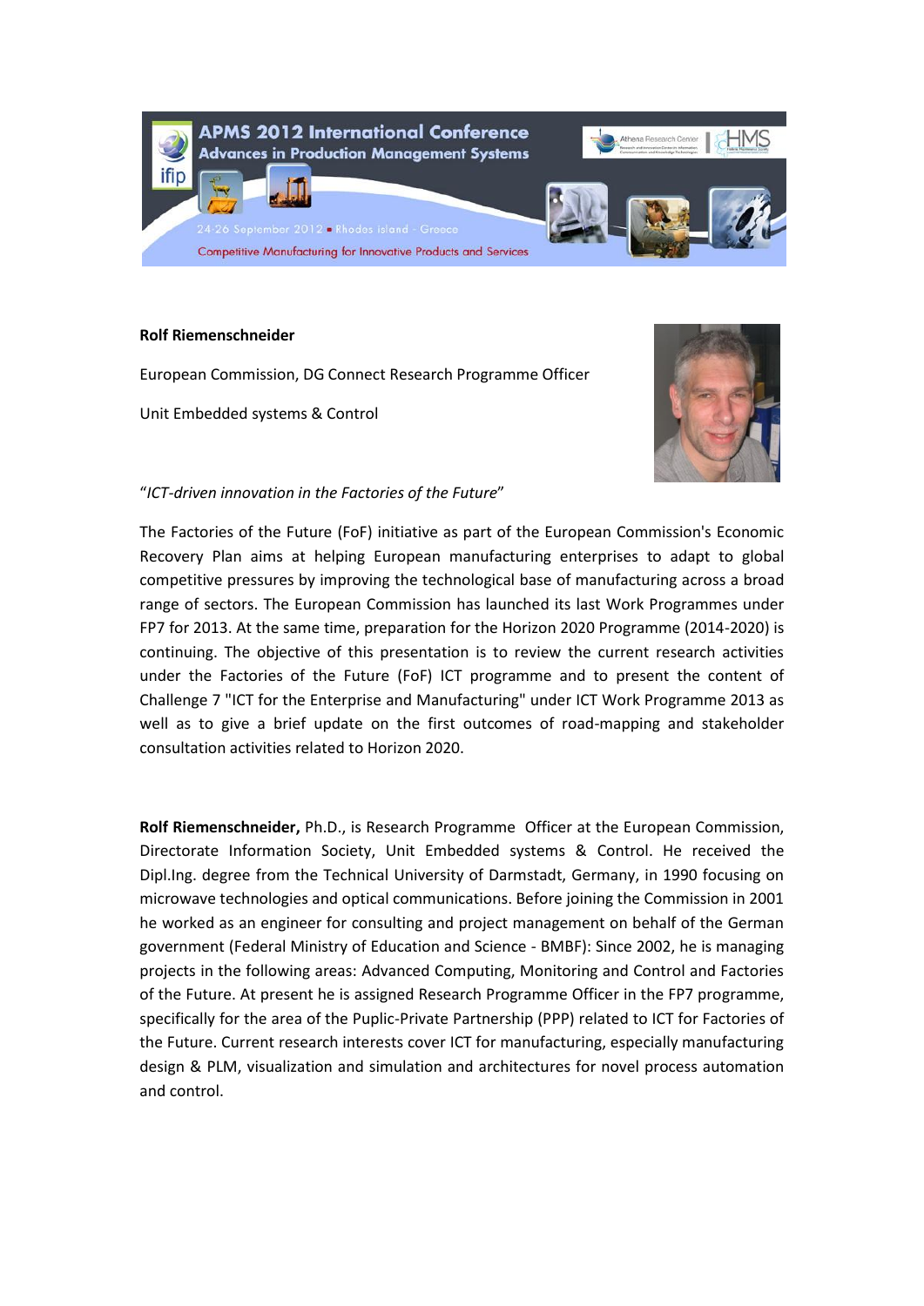**Rolf Riemenschneider**

European Commission, DG Connect Research Programme Officer

Unit Embedded systems & Control

"*ICT-driven innovation in the Factories of the Future*"

The Factories of the Future (FoF) initiative as part of the European Commission's Economic Recovery Plan aims at helping European manufacturing enterprises to adapt to global competitive pressures by improving the technological base of manufacturing across a broad range of sectors. The European Commission has launched its last Work Programmes under FP7 for 2013. At the same time, preparation for the Horizon 2020 Programme (2014-2020) is continuing. The objective of this presentation is to review the current research activities under the Factories of the Future (FoF) ICT programme and to present the content of Challenge 7 "ICT for the Enterprise and Manufacturing" under ICT Work Programme 2013 as well as to give a brief update on the first outcomes of road-mapping and stakeholder consultation activities related to Horizon 2020.

**Rolf Riemenschneider,** Ph.D., is Research Programme Officer at the European Commission, Directorate Information Society, Unit Embedded systems & Control. He received the Dipl.Ing. degree from the Technical University of Darmstadt, Germany, in 1990 focusing on microwave technologies and optical communications. Before joining the Commission in 2001 he worked as an engineer for consulting and project management on behalf of the German government (Federal Ministry of Education and Science - BMBF): Since 2002, he is managing projects in the following areas: Advanced Computing, Monitoring and Control and Factories of the Future. At present he is assigned Research Programme Officer in the FP7 programme, specifically for the area of the Puplic-Private Partnership (PPP) related to ICT for Factories of the Future. Current research interests cover ICT for manufacturing, especially manufacturing design & PLM, visualization and simulation and architectures for novel process automation and control.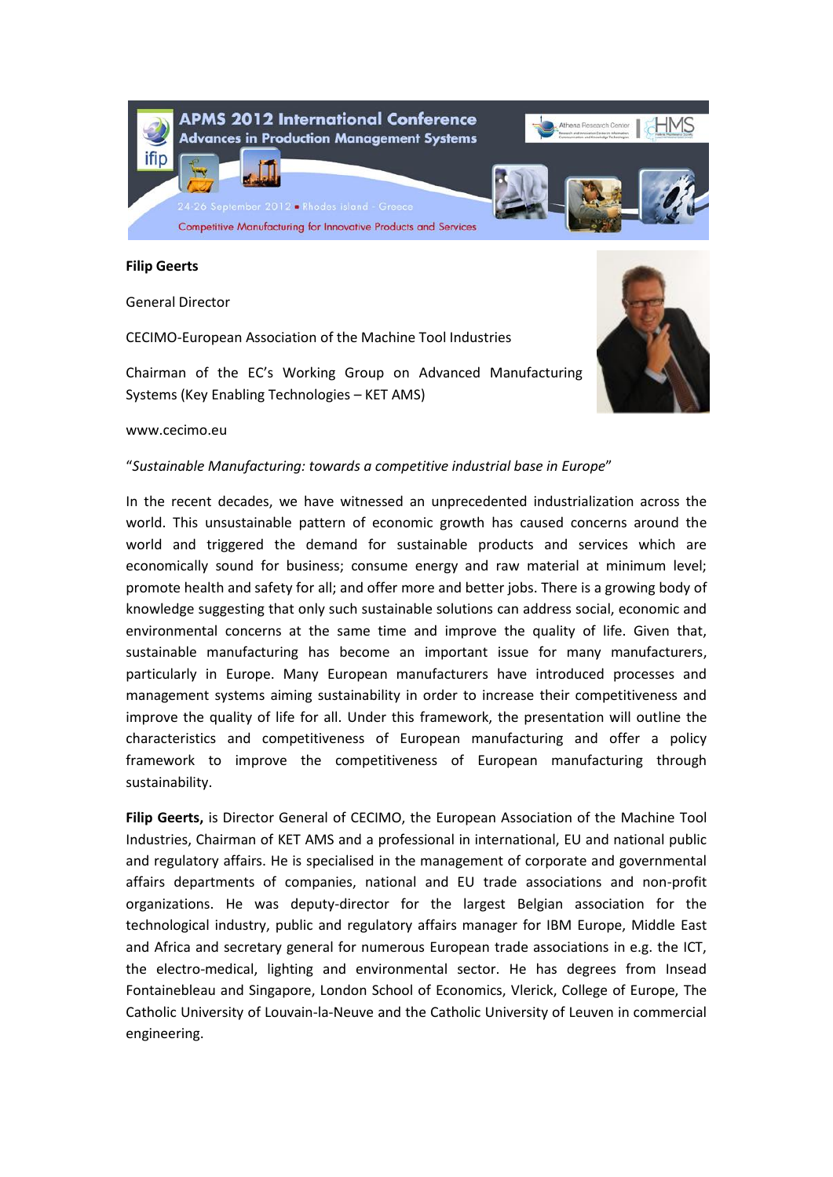**Filip Geerts**

General Director

CECIMO-European Association of the Machine Tool Industries

Chairman of the EC's Working Group on Advanced Manufacturing Systems (Key Enabling Technologies – KET AMS)

www.cecimo.eu

"*Sustainable Manufacturing: towards a competitive industrial base in Europe*"

In the recent decades, we have witnessed an unprecedented industrialization across the world. This unsustainable pattern of economic growth has caused concerns around the world and triggered the demand for sustainable products and services which are economically sound for business; consume energy and raw material at minimum level; promote health and safety for all; and offer more and better jobs. There is a growing body of knowledge suggesting that only such sustainable solutions can address social, economic and environmental concerns at the same time and improve the quality of life. Given that, sustainable manufacturing has become an important issue for many manufacturers, particularly in Europe. Many European manufacturers have introduced processes and management systems aiming sustainability in order to increase their competitiveness and improve the quality of life for all. Under this framework, the presentation will outline the characteristics and competitiveness of European manufacturing and offer a policy framework to improve the competitiveness of European manufacturing through sustainability.

**Filip Geerts,** is Director General of CECIMO, the European Association of the Machine Tool Industries, Chairman of KET AMS and a professional in international, EU and national public and regulatory affairs. He is specialised in the management of corporate and governmental affairs departments of companies, national and EU trade associations and non-profit organizations. He was deputy-director for the largest Belgian association for the technological industry, public and regulatory affairs manager for IBM Europe, Middle East and Africa and secretary general for numerous European trade associations in e.g. the ICT, the electro-medical, lighting and environmental sector. He has degrees from Insead Fontainebleau and Singapore, London School of Economics, Vlerick, College of Europe, The Catholic University of Louvain-la-Neuve and the Catholic University of Leuven in commercial engineering.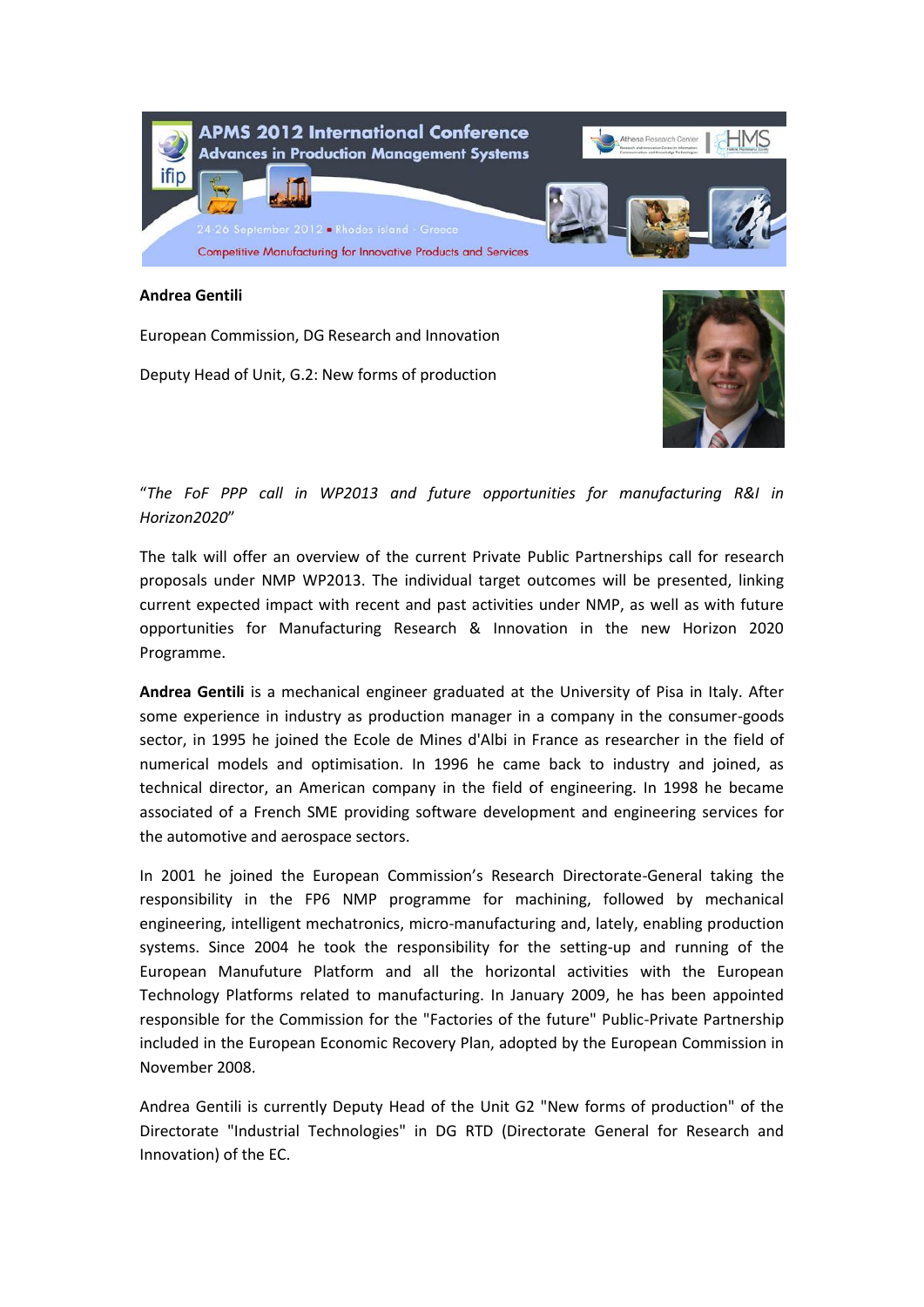**Andrea Gentili**

European Commission, DG Research and Innovation

Deputy Head of Unit, G.2: New forms of production

"*The FoF PPP call in WP2013 and future opportunities for manufacturing R&I in Horizon2020*"

The talk will offer an overview of the current Private Public Partnerships call for research proposals under NMP WP2013. The individual target outcomes will be presented, linking current expected impact with recent and past activities under NMP, as well as with future opportunities for Manufacturing Research & Innovation in the new Horizon 2020 Programme.

**Andrea Gentili** is a mechanical engineer graduated at the University of Pisa in Italy. After some experience in industry as production manager in a company in the consumer-goods sector, in 1995 he joined the Ecole de Mines d'Albi in France as researcher in the field of numerical models and optimisation. In 1996 he came back to industry and joined, as technical director, an American company in the field of engineering. In 1998 he became associated of a French SME providing software development and engineering services for the automotive and aerospace sectors.

In 2001 he joined the European Commission's Research Directorate-General taking the responsibility in the FP6 NMP programme for machining, followed by mechanical engineering, intelligent mechatronics, micro-manufacturing and, lately, enabling production systems. Since 2004 he took the responsibility for the setting-up and running of the European Manufuture Platform and all the horizontal activities with the European Technology Platforms related to manufacturing. In January 2009, he has been appointed responsible for the Commission for the "Factories of the future" Public-Private Partnership included in the European Economic Recovery Plan, adopted by the European Commission in November 2008.

Andrea Gentili is currently Deputy Head of the Unit G2 "New forms of production" of the Directorate "Industrial Technologies" in DG RTD (Directorate General for Research and Innovation) of the EC.